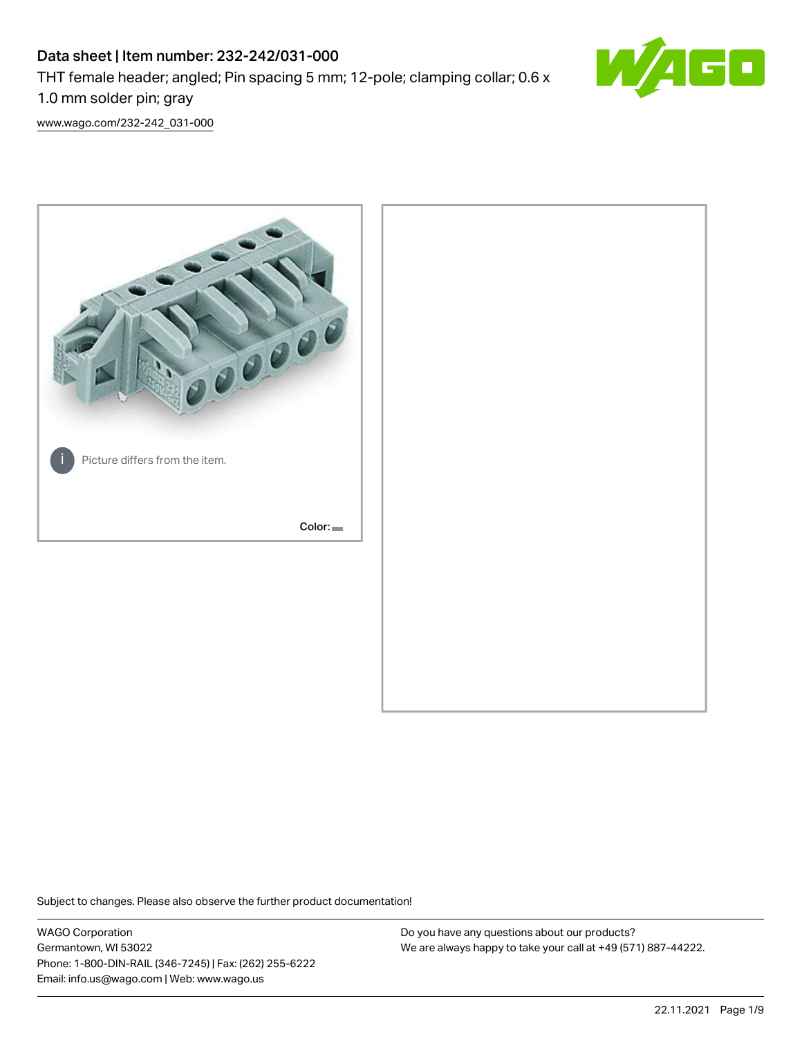# Data sheet | Item number: 232-242/031-000

THT female header; angled; Pin spacing 5 mm; 12-pole; clamping collar; 0.6 x 1.0 mm solder pin; gray

www.wago.com/232-242_031-000

Picture differs from the item.

Color:

Subject to changes. Please also observe the further product documentation!

WAGO Corporation
Germantown, WI 53022
Phone: 1-800-DIN-RAIL (346-7245) | Fax: (262) 255-6222
Email: info.us@wago.com | Web: www.wago.us

Do you have any questions about our products?
We are always happy to take your call at +49 (571) 887-44222.

22.11.2021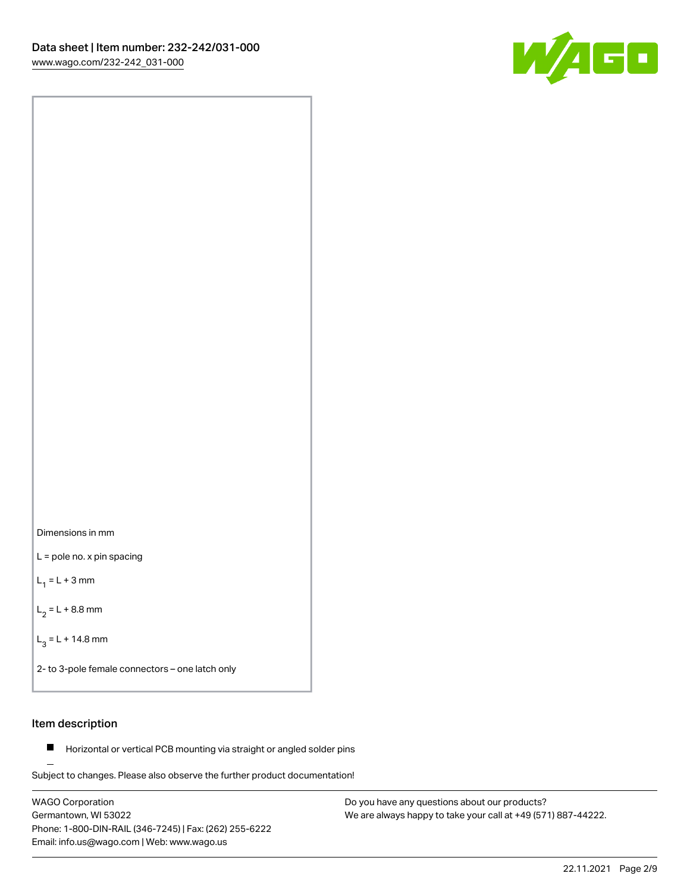Dimensions in mm

L = pole no. x pin spacing

$L_1$ = L + 3 mm

$L_2$ = L + 8.8 mm

$L_3$ = L + 14.8 mm

2- to 3-pole female connectors – one latch only

## Item description

- Horizontal or vertical PCB mounting via straight or angled solder pins

Subject to changes. Please also observe the further product documentation!

WAGO Corporation
Germantown, WI 53022
Phone: 1-800-DIN-RAIL (346-7245) | Fax: (262) 255-6222
Email: info.us@wago.com | Web: www.wago.us

Do you have any questions about our products?
We are always happy to take your call at +49 (571) 887-44222.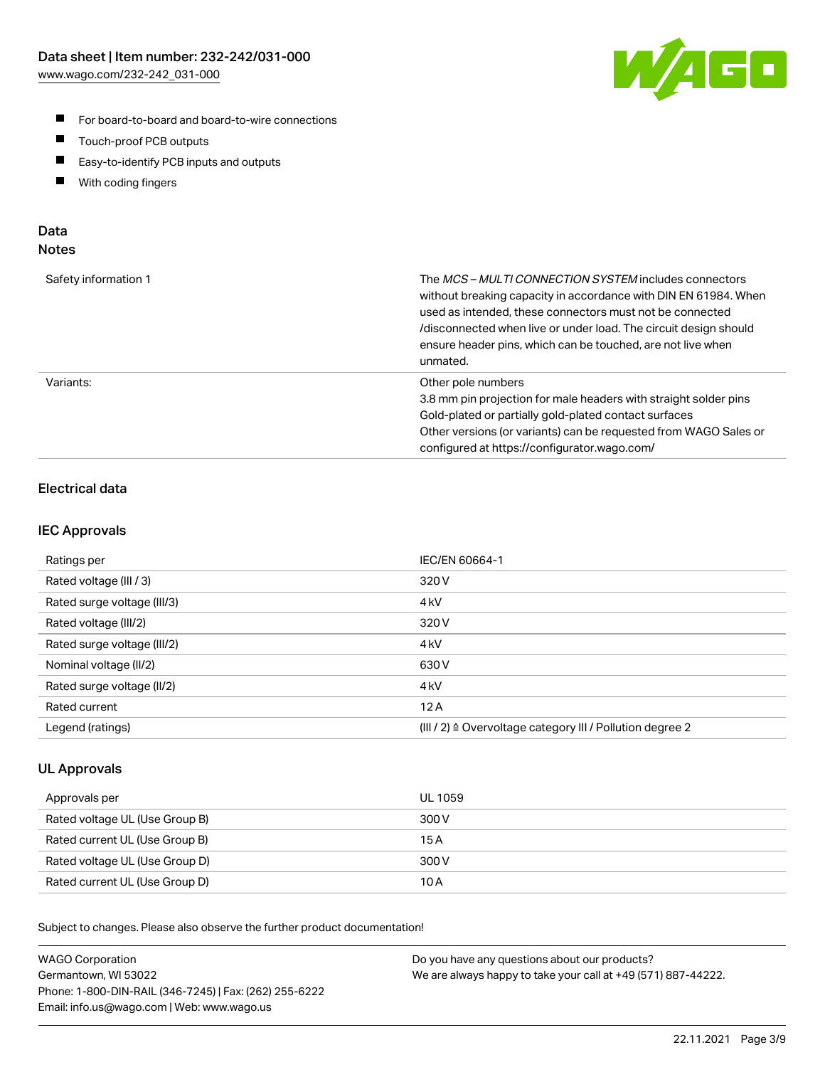- For board-to-board and board-to-wire connections
- Touch-proof PCB outputs
- Easy-to-identify PCB inputs and outputs
- With coding fingers

## Data
### Notes

| | |
|---|---|
| Safety information 1 | The *MCS – MULTI CONNECTION SYSTEM* includes connectors without breaking capacity in accordance with DIN EN 61984. When used as intended, these connectors must not be connected /disconnected when live or under load. The circuit design should ensure header pins, which can be touched, are not live when unmated. |
| Variants: | Other pole numbers<br>3.8 mm pin projection for male headers with straight solder pins<br>Gold-plated or partially gold-plated contact surfaces<br>Other versions (or variants) can be requested from WAGO Sales or configured at https://configurator.wago.com/ |

### Electrical data

### IEC Approvals

| | |
|---|---|
| Ratings per | IEC/EN 60664-1 |
| Rated voltage (III / 3) | 320 V |
| Rated surge voltage (III/3) | 4 kV |
| Rated voltage (III/2) | 320 V |
| Rated surge voltage (III/2) | 4 kV |
| Nominal voltage (II/2) | 630 V |
| Rated surge voltage (II/2) | 4 kV |
| Rated current | 12 A |
| Legend (ratings) | (III / 2) ≙ Overvoltage category III / Pollution degree 2 |

### UL Approvals

| | |
|---|---|
| Approvals per | UL 1059 |
| Rated voltage UL (Use Group B) | 300 V |
| Rated current UL (Use Group B) | 15 A |
| Rated voltage UL (Use Group D) | 300 V |
| Rated current UL (Use Group D) | 10 A |

Subject to changes. Please also observe the further product documentation!

WAGO Corporation
Germantown, WI 53022
Phone: 1-800-DIN-RAIL (346-7245) | Fax: (262) 255-6222
Email: info.us@wago.com | Web: www.wago.us

Do you have any questions about our products?
We are always happy to take your call at +49 (571) 887-44222.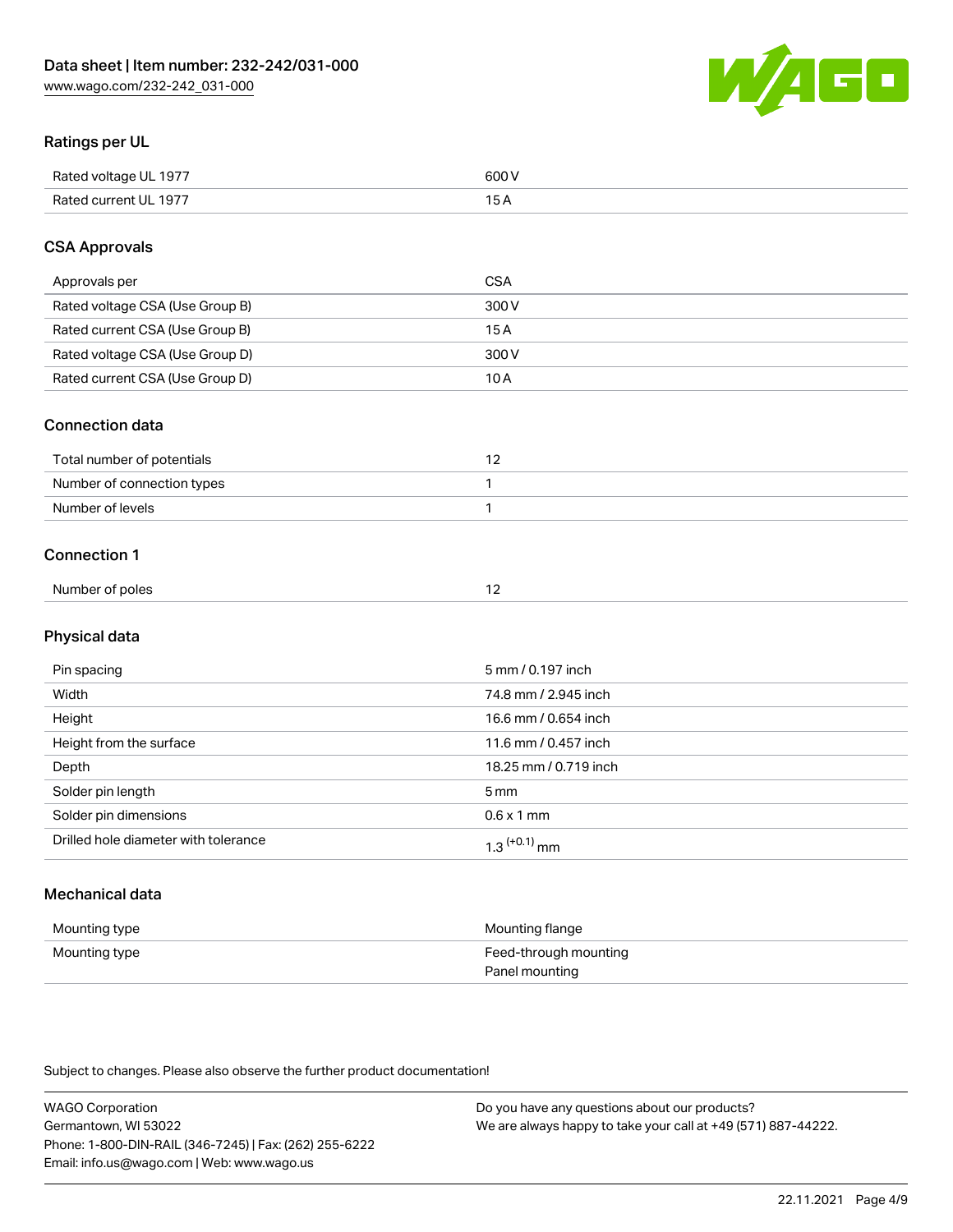## Ratings per UL

| | |
|---|---|
| Rated voltage UL 1977 | 600 V |
| Rated current UL 1977 | 15 A |

## CSA Approvals

| | |
|---|---|
| Approvals per | CSA |
| Rated voltage CSA (Use Group B) | 300 V |
| Rated current CSA (Use Group B) | 15 A |
| Rated voltage CSA (Use Group D) | 300 V |
| Rated current CSA (Use Group D) | 10 A |

## Connection data

| | |
|---|---|
| Total number of potentials | 12 |
| Number of connection types | 1 |
| Number of levels | 1 |

## Connection 1

| | |
|---|---|
| Number of poles | 12 |

## Physical data

| | |
|---|---|
| Pin spacing | 5 mm / 0.197 inch |
| Width | 74.8 mm / 2.945 inch |
| Height | 16.6 mm / 0.654 inch |
| Height from the surface | 11.6 mm / 0.457 inch |
| Depth | 18.25 mm / 0.719 inch |
| Solder pin length | 5 mm |
| Solder pin dimensions | 0.6 x 1 mm |
| Drilled hole diameter with tolerance | $1.3^{(+0.1)}$ mm |

## Mechanical data

| | |
|---|---|
| Mounting type | Mounting flange |
| Mounting type | Feed-through mounting<br>Panel mounting |

Subject to changes. Please also observe the further product documentation!

WAGO Corporation
Germantown, WI 53022
Phone: 1-800-DIN-RAIL (346-7245) | Fax: (262) 255-6222
Email: info.us@wago.com | Web: www.wago.us

Do you have any questions about our products?
We are always happy to take your call at +49 (571) 887-44222.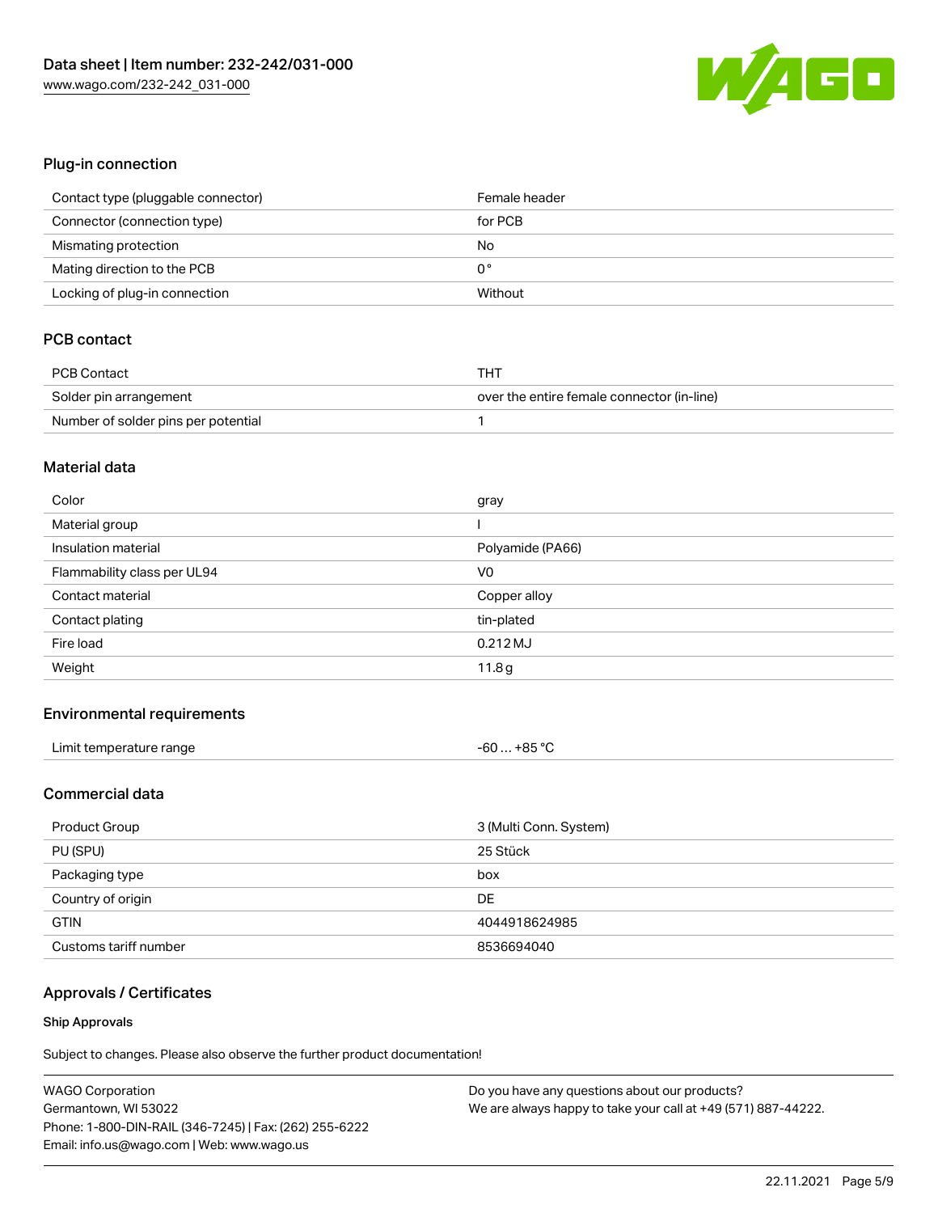## Plug-in connection

| | |
|---|---|
| Contact type (pluggable connector) | Female header |
| Connector (connection type) | for PCB |
| Mismating protection | No |
| Mating direction to the PCB | 0 ° |
| Locking of plug-in connection | Without |

## PCB contact

| | |
|---|---|
| PCB Contact | THT |
| Solder pin arrangement | over the entire female connector (in-line) |
| Number of solder pins per potential | 1 |

## Material data

| | |
|---|---|
| Color | gray |
| Material group | I |
| Insulation material | Polyamide (PA66) |
| Flammability class per UL94 | V0 |
| Contact material | Copper alloy |
| Contact plating | tin-plated |
| Fire load | 0.212 MJ |
| Weight | 11.8 g |

## Environmental requirements

| | |
|---|---|
| Limit temperature range | -60 … +85 °C |

## Commercial data

| | |
|---|---|
| Product Group | 3 (Multi Conn. System) |
| PU (SPU) | 25 Stück |
| Packaging type | box |
| Country of origin | DE |
| GTIN | 4044918624985 |
| Customs tariff number | 8536694040 |

## Approvals / Certificates

### Ship Approvals

Subject to changes. Please also observe the further product documentation!

WAGO Corporation
Germantown, WI 53022
Phone: 1-800-DIN-RAIL (346-7245) | Fax: (262) 255-6222
Email: info.us@wago.com | Web: www.wago.us

Do you have any questions about our products?
We are always happy to take your call at +49 (571) 887-44222.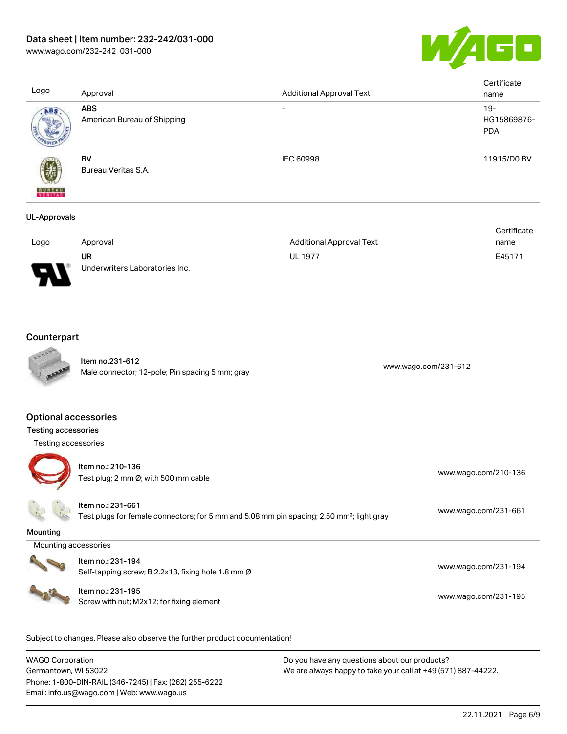| Logo | Approval | Additional Approval Text | Certificate name |
| --- | --- | --- | --- |
| | **ABS**<br>American Bureau of Shipping | - | 19-HG15869876-PDA |
| | **BV**<br>Bureau Veritas S.A. | IEC 60998 | 11915/D0 BV |

### UL-Approvals

| Logo | Approval | Additional Approval Text | Certificate name |
| --- | --- | --- | --- |
| | **UR**<br>Underwriters Laboratories Inc. | UL 1977 | E45171 |

## Counterpart

| | | |
| --- | --- | --- |
| | Item no.231-612<br>Male connector; 12-pole; Pin spacing 5 mm; gray | www.wago.com/231-612 |

## Optional accessories

### Testing accessories

| Testing accessories | | |
| --- | --- | --- |
| | Item no.: 210-136<br>Test plug; 2 mm Ø; with 500 mm cable | www.wago.com/210-136 |
| | Item no.: 231-661<br>Test plugs for female connectors; for 5 mm and 5.08 mm pin spacing; 2,50 mm²; light gray | www.wago.com/231-661 |

### Mounting

| Mounting accessories | | |
| --- | --- | --- |
| | Item no.: 231-194<br>Self-tapping screw; B 2.2x13, fixing hole 1.8 mm Ø | www.wago.com/231-194 |
| | Item no.: 231-195<br>Screw with nut; M2x12; for fixing element | www.wago.com/231-195 |

Subject to changes. Please also observe the further product documentation!

WAGO Corporation
Germantown, WI 53022
Phone: 1-800-DIN-RAIL (346-7245) | Fax: (262) 255-6222
Email: info.us@wago.com | Web: www.wago.us

Do you have any questions about our products?
We are always happy to take your call at +49 (571) 887-44222.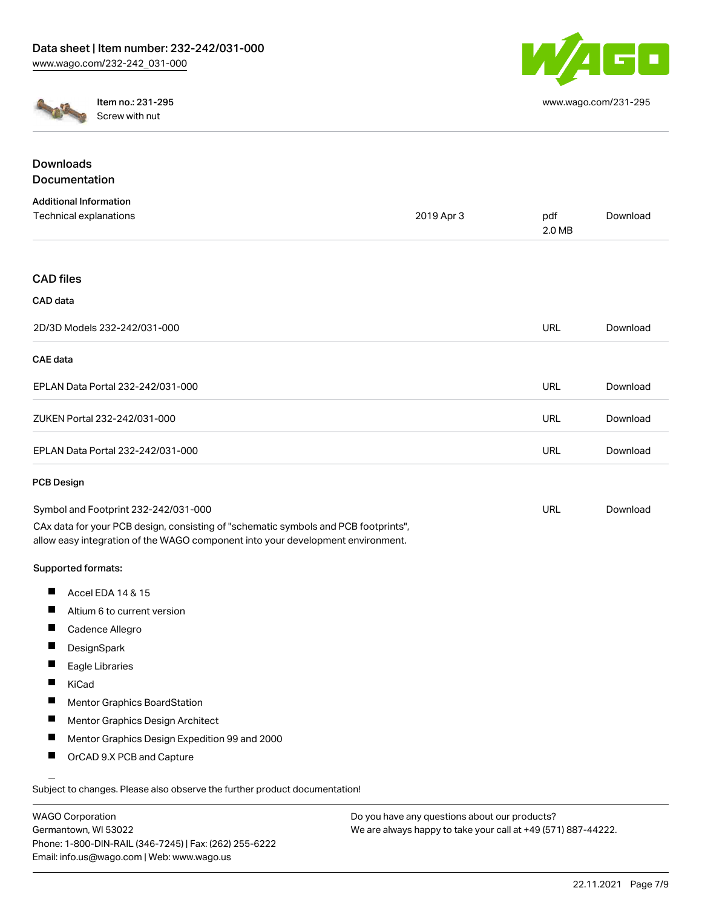Item no.: 231-295
Screw with nut

www.wago.com/231-295

## Downloads
## Documentation

**Additional Information**

| Technical explanations | 2019 Apr 3 | pdf 2.0 MB | Download |
|---|---|---|---|

## CAD files

**CAD data**

| 2D/3D Models 232-242/031-000 | URL | Download |
|---|---|---|

**CAE data**

| EPLAN Data Portal 232-242/031-000 | URL | Download |
|---|---|---|
| ZUKEN Portal 232-242/031-000 | URL | Download |
| EPLAN Data Portal 232-242/031-000 | URL | Download |

**PCB Design**

| Symbol and Footprint 232-242/031-000 | URL | Download |
|---|---|---|

CAx data for your PCB design, consisting of "schematic symbols and PCB footprints", allow easy integration of the WAGO component into your development environment.

**Supported formats:**

- Accel EDA 14 & 15
- Altium 6 to current version
- Cadence Allegro
- DesignSpark
- Eagle Libraries
- KiCad
- Mentor Graphics BoardStation
- Mentor Graphics Design Architect
- Mentor Graphics Design Expedition 99 and 2000
- OrCAD 9.X PCB and Capture

Subject to changes. Please also observe the further product documentation!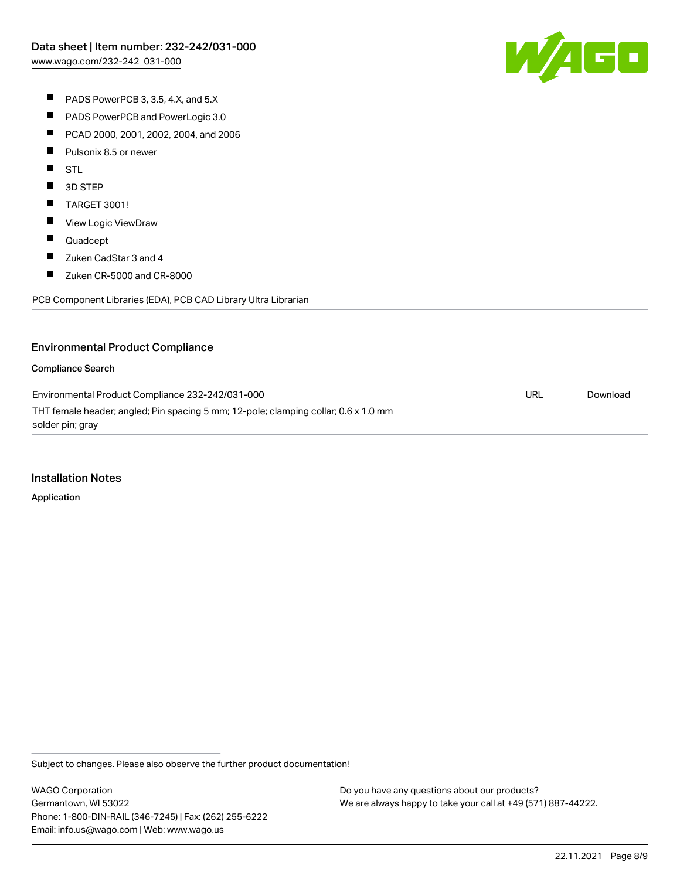- PADS PowerPCB 3, 3.5, 4.X, and 5.X
- PADS PowerPCB and PowerLogic 3.0
- PCAD 2000, 2001, 2002, 2004, and 2006
- Pulsonix 8.5 or newer
- STL
- 3D STEP
- TARGET 3001!
- View Logic ViewDraw
- Quadcept
- Zuken CadStar 3 and 4
- Zuken CR-5000 and CR-8000

PCB Component Libraries (EDA), PCB CAD Library Ultra Librarian

## Environmental Product Compliance

### Compliance Search

| | | |
|---|---|---|
| Environmental Product Compliance 232-242/031-000<br>THT female header; angled; Pin spacing 5 mm; 12-pole; clamping collar; 0.6 x 1.0 mm solder pin; gray | URL | Download |

## Installation Notes

### Application

Subject to changes. Please also observe the further product documentation!

WAGO Corporation
Germantown, WI 53022
Phone: 1-800-DIN-RAIL (346-7245) | Fax: (262) 255-6222
Email: info.us@wago.com | Web: www.wago.us

Do you have any questions about our products?
We are always happy to take your call at +49 (571) 887-44222.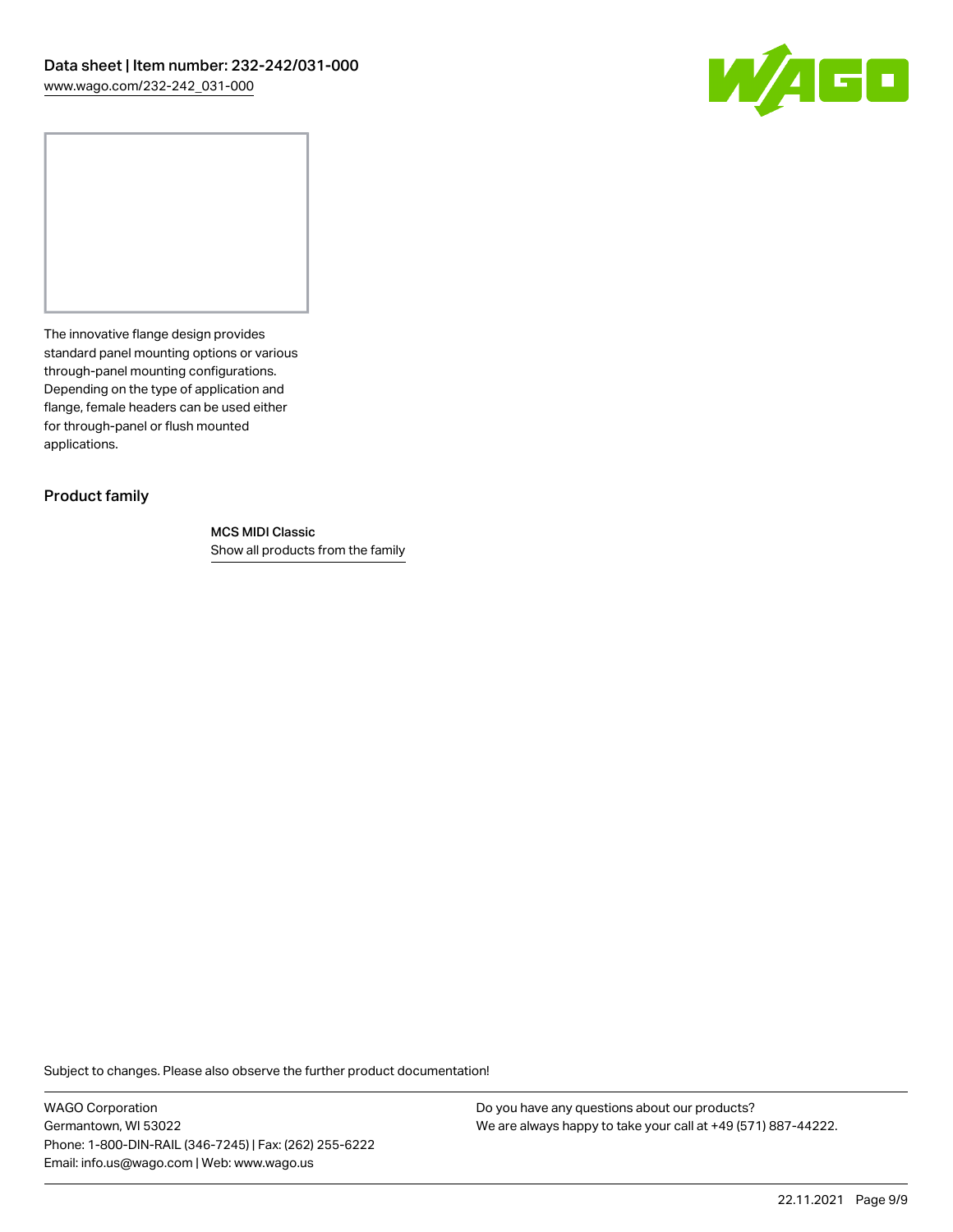The innovative flange design provides standard panel mounting options or various through-panel mounting configurations. Depending on the type of application and flange, female headers can be used either for through-panel or flush mounted applications.

## Product family

MCS MIDI Classic
Show all products from the family

Subject to changes. Please also observe the further product documentation!

WAGO Corporation
Germantown, WI 53022
Phone: 1-800-DIN-RAIL (346-7245) | Fax: (262) 255-6222
Email: info.us@wago.com | Web: www.wago.us

Do you have any questions about our products?
We are always happy to take your call at +49 (571) 887-44222.